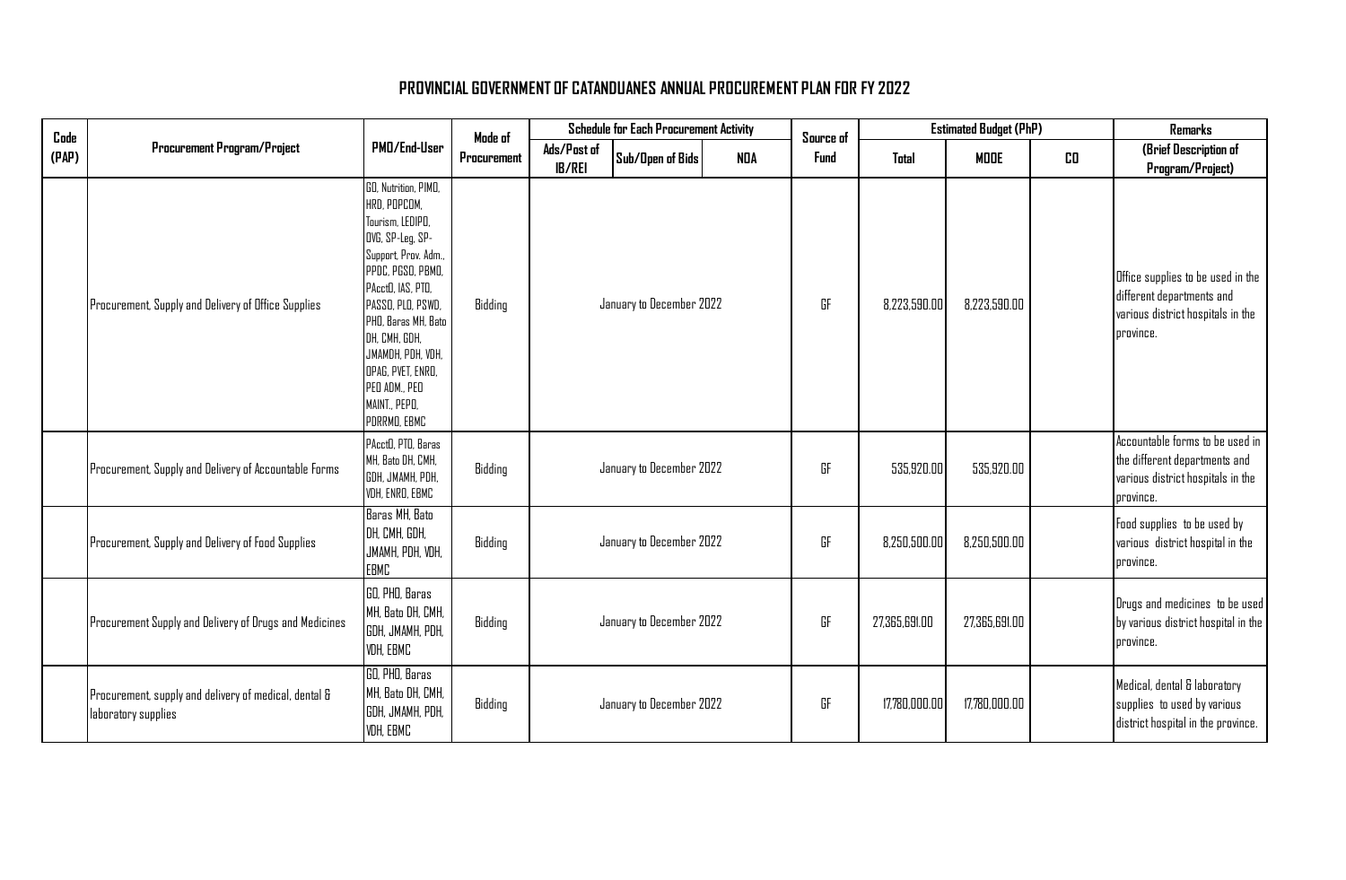## PROVINCIAL GOVERNMENT OF CATANDUANES ANNUAL PROCUREMENT PLAN FOR FY 2022

| Code (PAP) | Procurement Program/Project | PMO/End-User | Mode of Procurement | Schedule for Each Procurement Activity | | | Source of Fund | Estimated Budget (PhP) | | | Remarks |
|---|---|---|---|---|---|---|---|---|---|---|---|
| | | | | Ads/Post of IB/REI | Sub/Open of Bids | NOA | | Total | MOOE | CO | (Brief Description of Program/Project) |
| | Procurement, Supply and Delivery of Office Supplies | GO, Nutrition, PIMO, HRD, POPCOM, Tourism, LEDIPO, OVG, SP-Leg, SP-Support, Prov. Adm., PPDC, PGSO, PBMO, PAcctO, IAS, PTO, PASSO, PLO, PSWD, PHO, Baras MH, Bato DH, CMH, GDH, JMAMDH, PDH, VDH, OPAG, PVET, ENRO, PEO ADM., PEO MAINT., PEPO, PDRRMO, EBMC | Bidding | January to December 2022 | | | GF | 8,223,590.00 | 8,223,590.00 | | Office supplies to be used in the different departments and various district hospitals in the province. |
| | Procurement, Supply and Delivery of Accountable Forms | PAcctO, PTO, Baras MH, Bato DH, CMH, GDH, JMAMH, PDH, VDH, ENRO, EBMC | Bidding | January to December 2022 | | | GF | 535,920.00 | 535,920.00 | | Accountable forms to be used in the different departments and various district hospitals in the province. |
| | Procurement, Supply and Delivery of Food Supplies | Baras MH, Bato DH, CMH, GDH, JMAMH, PDH, VDH, EBMC | Bidding | January to December 2022 | | | GF | 8,250,500.00 | 8,250,500.00 | | Food supplies to be used by various district hospital in the province. |
| | Procurement Supply and Delivery of Drugs and Medicines | GO, PHO, Baras MH, Bato DH, CMH, GDH, JMAMH, PDH, VDH, EBMC | Bidding | January to December 2022 | | | GF | 27,365,691.00 | 27,365,691.00 | | Drugs and medicines to be used by various district hospital in the province. |
| | Procurement, supply and delivery of medical, dental & laboratory supplies | GO, PHO, Baras MH, Bato DH, CMH, GDH, JMAMH, PDH, VDH, EBMC | Bidding | January to December 2022 | | | GF | 17,780,000.00 | 17,780,000.00 | | Medical, dental & laboratory supplies to used by various district hospital in the province. |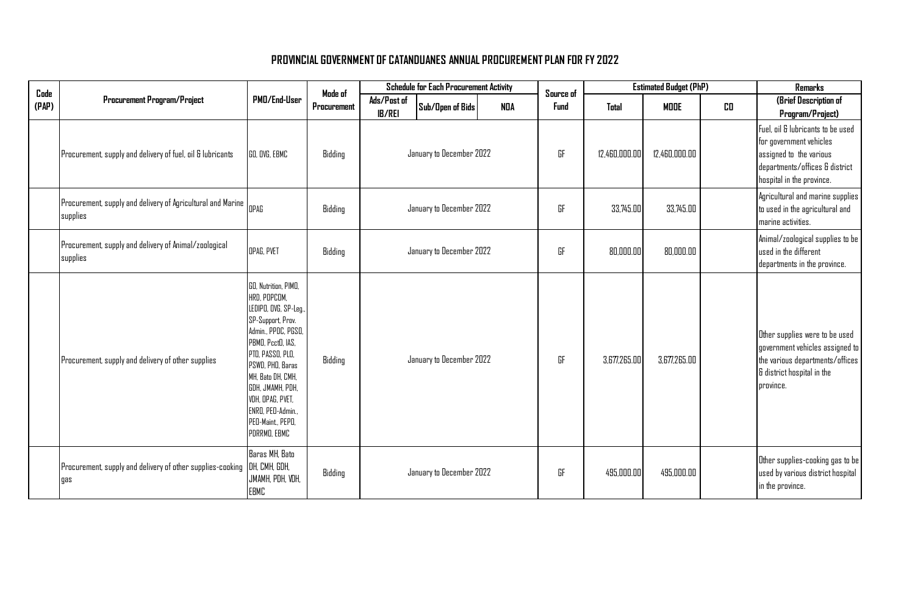# PROVINCIAL GOVERNMENT OF CATANDUANES ANNUAL PROCUREMENT PLAN FOR FY 2022

| Code (PAP) | Procurement Program/Project | PMO/End-User | Mode of Procurement | Schedule for Each Procurement Activity | | | Source of Fund | Estimated Budget (PhP) | | | Remarks |
|---|---|---|---|---|---|---|---|---|---|---|---|
| | | | | Ads/Post of IB/REI | Sub/Open of Bids | NOA | | Total | MOOE | CO | (Brief Description of Program/Project) |
| | Procurement, supply and delivery of fuel, oil & lubricants | GO, OVG, EBMC | Bidding | January to December 2022 | | | GF | 12,460,000.00 | 12,460,000.00 | | Fuel, oil & lubricants to be used for government vehicles assigned to the various departments/offices & district hospital in the province. |
| | Procurement, supply and delivery of Agricultural and Marine supplies | OPAG | Bidding | January to December 2022 | | | GF | 33,745.00 | 33,745.00 | | Agricultural and marine supplies to used in the agricultural and marine activities. |
| | Procurement, supply and delivery of Animal/zoological supplies | OPAG, PVET | Bidding | January to December 2022 | | | GF | 80,000.00 | 80,000.00 | | Animal/zoological supplies to be used in the different departments in the province. |
| | Procurement, supply and delivery of other supplies | GO, Nutrition, PIMO, HRD, POPCOM, LEDIPO, OVG, SP-Leg., SP-Support, Prov. Admin., PPDC, PGSO, PBMO, PcctO, IAS, PTO, PASSO, PLO, PSWD, PHO, Baras MH, Bato DH, CMH, GDH, JMAMH, PDH, VDH, OPAG, PVET, ENRO, PEO-Admin., PEO-Maint., PEPO, PDRRMO, EBMC | Bidding | January to December 2022 | | | GF | 3,677,265.00 | 3,677,265.00 | | Other supplies were to be used government vehicles assigned to the various departments/offices & district hospital in the province. |
| | Procurement, supply and delivery of other supplies-cooking gas | Baras MH, Bato DH, CMH, GDH, JMAMH, PDH, VDH, EBMC | Bidding | January to December 2022 | | | GF | 495,000.00 | 495,000.00 | | Other supplies-cooking gas to be used by various district hospital in the province. |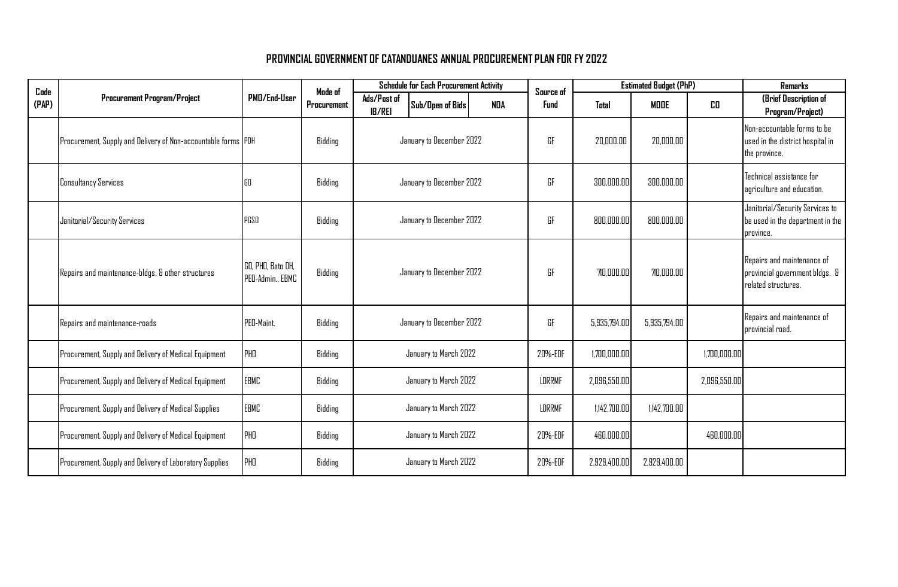## PROVINCIAL GOVERNMENT OF CATANDUANES ANNUAL PROCUREMENT PLAN FOR FY 2022

| Code (PAP) | Procurement Program/Project | PMO/End-User | Mode of Procurement | Schedule for Each Procurement Activity | | | Source of Fund | Estimated Budget (PhP) | | | Remarks |
|---|---|---|---|---|---|---|---|---|---|---|---|
| | | | | Ads/Post of IB/REI | Sub/Open of Bids | NOA | | Total | MOOE | CO | (Brief Description of Program/Project) |
| | Procurement, Supply and Delivery of Non-accountable forms | PDH | Bidding | January to December 2022 | | | GF | 20,000.00 | 20,000.00 | | Non-accountable forms to be used in the district hospital in the province. |
| | Consultancy Services | GO | Bidding | January to December 2022 | | | GF | 300,000.00 | 300,000.00 | | Technical assistance for agriculture and education. |
| | Janitorial/Security Services | PGSO | Bidding | January to December 2022 | | | GF | 800,000.00 | 800,000.00 | | Janitorial/Security Services to be used in the department in the province. |
| | Repairs and maintenance-bldgs. & other structures | GO, PHO, Bato DH, PEO-Admin., EBMC | Bidding | January to December 2022 | | | GF | 710,000.00 | 710,000.00 | | Repairs and maintenance of provincial government bldgs. & related structures. |
| | Repairs and maintenance-roads | PEO-Maint. | Bidding | January to December 2022 | | | GF | 5,935,794.00 | 5,935,794.00 | | Repairs and maintenance of provincial road. |
| | Procurement, Supply and Delivery of Medical Equipment | PHO | Bidding | January to March 2022 | | | 20%-EDF | 1,700,000.00 | | 1,700,000.00 | |
| | Procurement, Supply and Delivery of Medical Equipment | EBMC | Bidding | January to March 2022 | | | LDRRMF | 2,096,550.00 | | 2,096,550.00 | |
| | Procurement, Supply and Delivery of Medical Supplies | EBMC | Bidding | January to March 2022 | | | LDRRMF | 1,142,700.00 | 1,142,700.00 | | |
| | Procurement, Supply and Delivery of Medical Equipment | PHO | Bidding | January to March 2022 | | | 20%-EDF | 460,000.00 | | 460,000.00 | |
| | Procurement, Supply and Delivery of Laboratory Supplies | PHO | Bidding | January to March 2022 | | | 20%-EDF | 2,929,400.00 | 2,929,400.00 | | |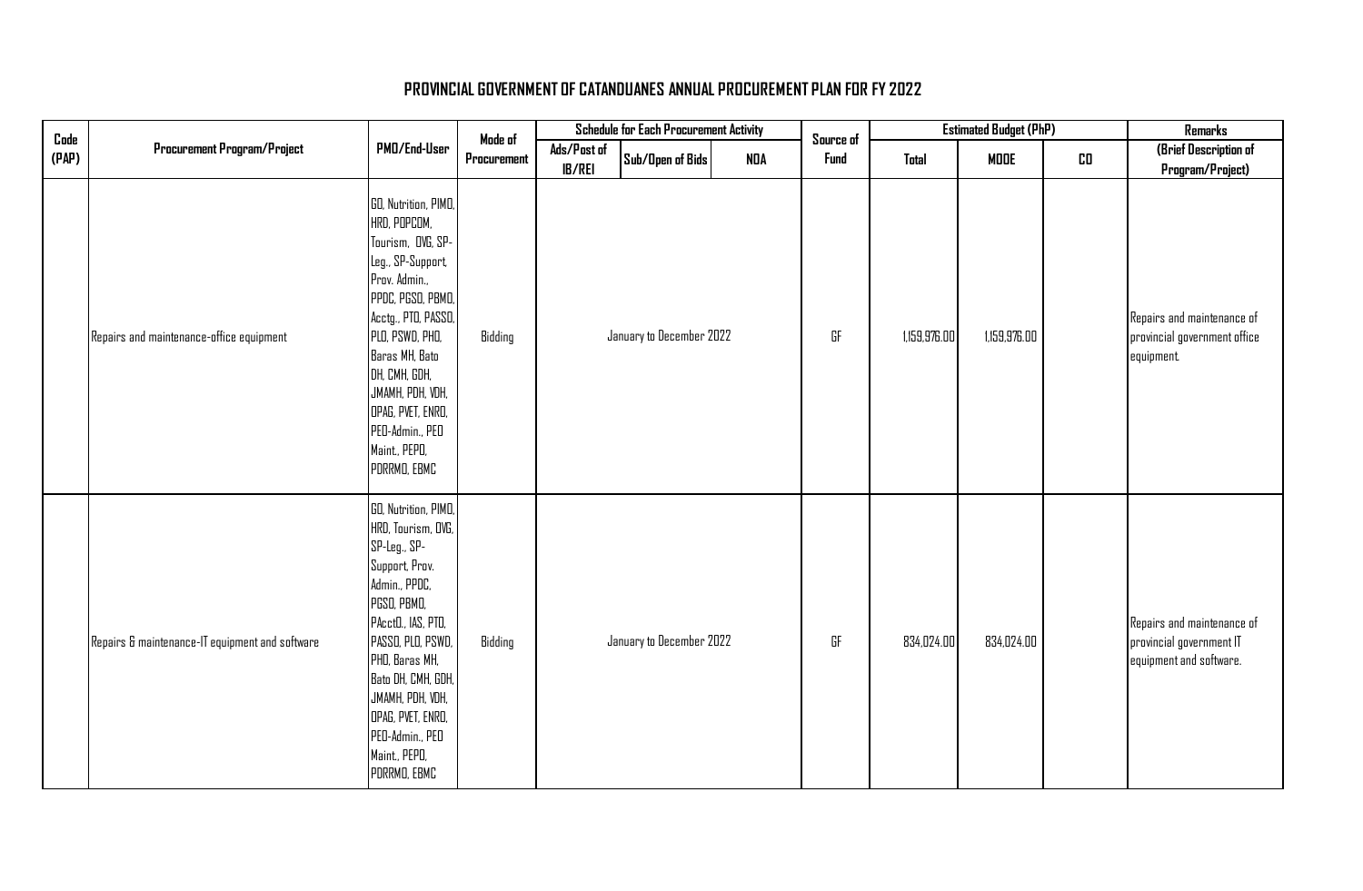## PROVINCIAL GOVERNMENT OF CATANDUANES ANNUAL PROCUREMENT PLAN FOR FY 2022

| Code (PAP) | Procurement Program/Project | PMO/End-User | Mode of Procurement | Schedule for Each Procurement Activity | | | Source of Fund | Estimated Budget (PhP) | | | Remarks |
|---|---|---|---|---|---|---|---|---|---|---|---|
| | | | | Ads/Post of IB/REI | Sub/Open of Bids | NOA | | Total | MOOE | CO | (Brief Description of Program/Project) |
| | Repairs and maintenance-office equipment | GO, Nutrition, PIMO, HRD, POPCOM, Tourism, OVG, SP-Leg., SP-Support, Prov. Admin., PPDC, PGSO, PBMO, Acctg., PTO, PASSO, PLO, PSWD, PHO, Baras MH, Bato DH, CMH, GDH, JMAMH, PDH, VDH, OPAG, PVET, ENRO, PEO-Admin., PEO Maint., PEPO, PDRRMO, EBMC | Bidding | January to December 2022 | | | GF | 1,159,976.00 | 1,159,976.00 | | Repairs and maintenance of provincial government office equipment. |
| | Repairs & maintenance-IT equipment and software | GO, Nutrition, PIMO, HRD, Tourism, OVG, SP-Leg., SP-Support, Prov. Admin., PPDC, PGSO, PBMO, PAcctO., IAS, PTO, PASSO, PLO, PSWD, PHO, Baras MH, Bato DH, CMH, GDH, JMAMH, PDH, VDH, OPAG, PVET, ENRO, PEO-Admin., PEO Maint., PEPO, PDRRMO, EBMC | Bidding | January to December 2022 | | | GF | 834,024.00 | 834,024.00 | | Repairs and maintenance of provincial government IT equipment and software. |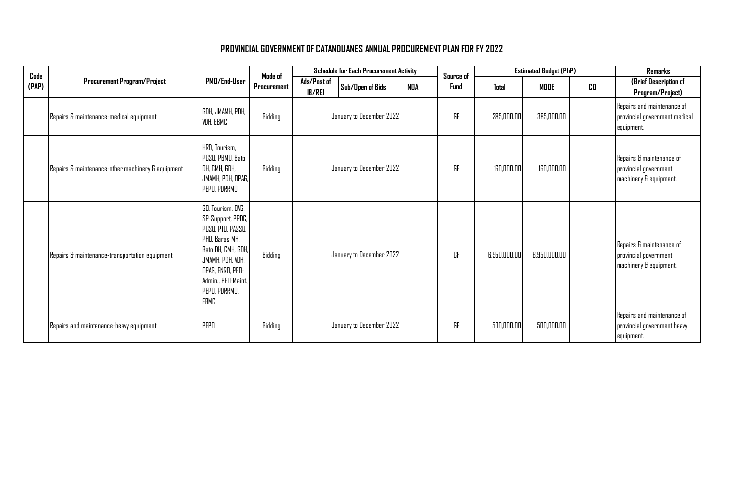# PROVINCIAL GOVERNMENT OF CATANDUANES ANNUAL PROCUREMENT PLAN FOR FY 2022

| Code (PAP) | Procurement Program/Project | PMO/End-User | Mode of Procurement | Schedule for Each Procurement Activity | | | Source of Fund | Estimated Budget (PhP) | | | Remarks |
|---|---|---|---|---|---|---|---|---|---|---|---|
| | | | | Ads/Post of IB/REI | Sub/Open of Bids | NOA | | Total | MOOE | CO | (Brief Description of Program/Project) |
| | Repairs & maintenance-medical equipment | GDH, JMAMH, PDH, VDH, EBMC | Bidding | January to December 2022 | | | GF | 385,000.00 | 385,000.00 | | Repairs and maintenance of provincial government medical equipment. |
| | Repairs & maintenance-other machinery & equipment | HRD, Tourism, PGSO, PBMO, Bato DH, CMH, GDH, JMAMH, PDH, OPAG, PEPO, PDRRMO | Bidding | January to December 2022 | | | GF | 160,000.00 | 160,000.00 | | Repairs & maintenance of provincial government machinery & equipment. |
| | Repairs & maintenance-transportation equipment | GO, Tourism, OVG, SP-Support, PPDC, PGSO, PTO, PASSO, PHO, Baras MH, Bato DH, CMH, GDH, JMAMH, PDH, VDH, OPAG, ENRO, PEO-Admin., PEO-Maint., PEPO, PDRRMO, EBMC | Bidding | January to December 2022 | | | GF | 6,950,000.00 | 6,950,000.00 | | Repairs & maintenance of provincial government machinery & equipment. |
| | Repairs and maintenance-heavy equipment | PEPO | Bidding | January to December 2022 | | | GF | 500,000.00 | 500,000.00 | | Repairs and maintenance of provincial government heavy equipment. |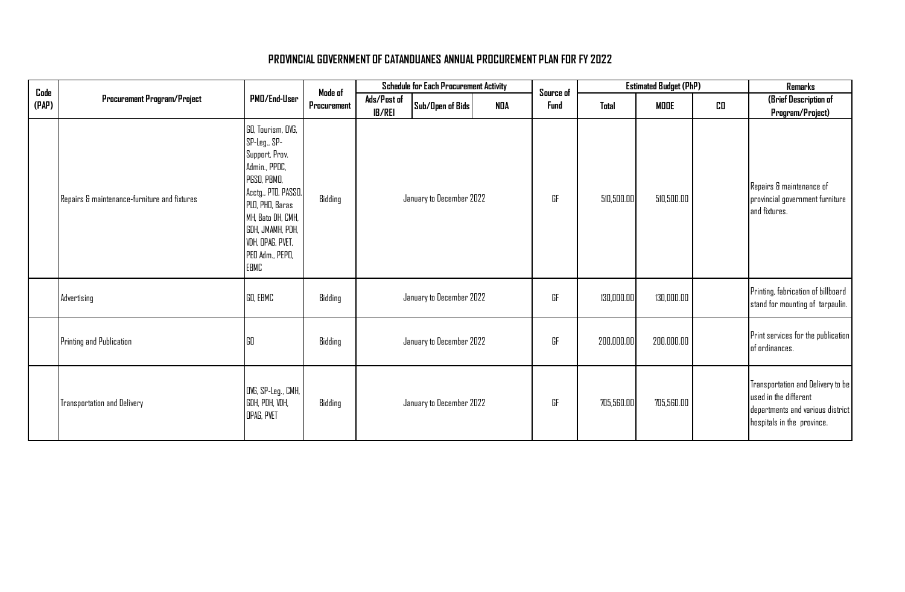## PROVINCIAL GOVERNMENT OF CATANDUANES ANNUAL PROCUREMENT PLAN FOR FY 2022

| Code (PAP) | Procurement Program/Project | PMO/End-User | Mode of Procurement | Schedule for Each Procurement Activity | | | Source of Fund | Estimated Budget (PhP) | | | Remarks |
|---|---|---|---|---|---|---|---|---|---|---|---|
| | | | | Ads/Post of IB/REI | Sub/Open of Bids | NOA | | Total | MOOE | CO | (Brief Description of Program/Project) |
| | Repairs & maintenance-furniture and fixtures | GO, Tourism, OVG, SP-Leg., SP-Support, Prov. Admin., PPDC, PGSO, PBMO, Acctg., PTO, PASSO, PLO, PHO, Baras MH, Bato DH, CMH, GDH, JMAMH, PDH, VDH, OPAG, PVET, PEO Adm., PEPO, EBMC | Bidding | January to December 2022 | | | GF | 510,500.00 | 510,500.00 | | Repairs & maintenance of provincial government furniture and fixtures. |
| | Advertising | GO, EBMC | Bidding | January to December 2022 | | | GF | 130,000.00 | 130,000.00 | | Printing, fabrication of billboard stand for mounting of tarpaulin. |
| | Printing and Publication | GO | Bidding | January to December 2022 | | | GF | 200,000.00 | 200,000.00 | | Print services for the publication of ordinances. |
| | Transportation and Delivery | OVG, SP-Leg., CMH, GDH, PDH, VDH, OPAG, PVET | Bidding | January to December 2022 | | | GF | 705,560.00 | 705,560.00 | | Transportation and Delivery to be used in the different departments and various district hospitals in the province. |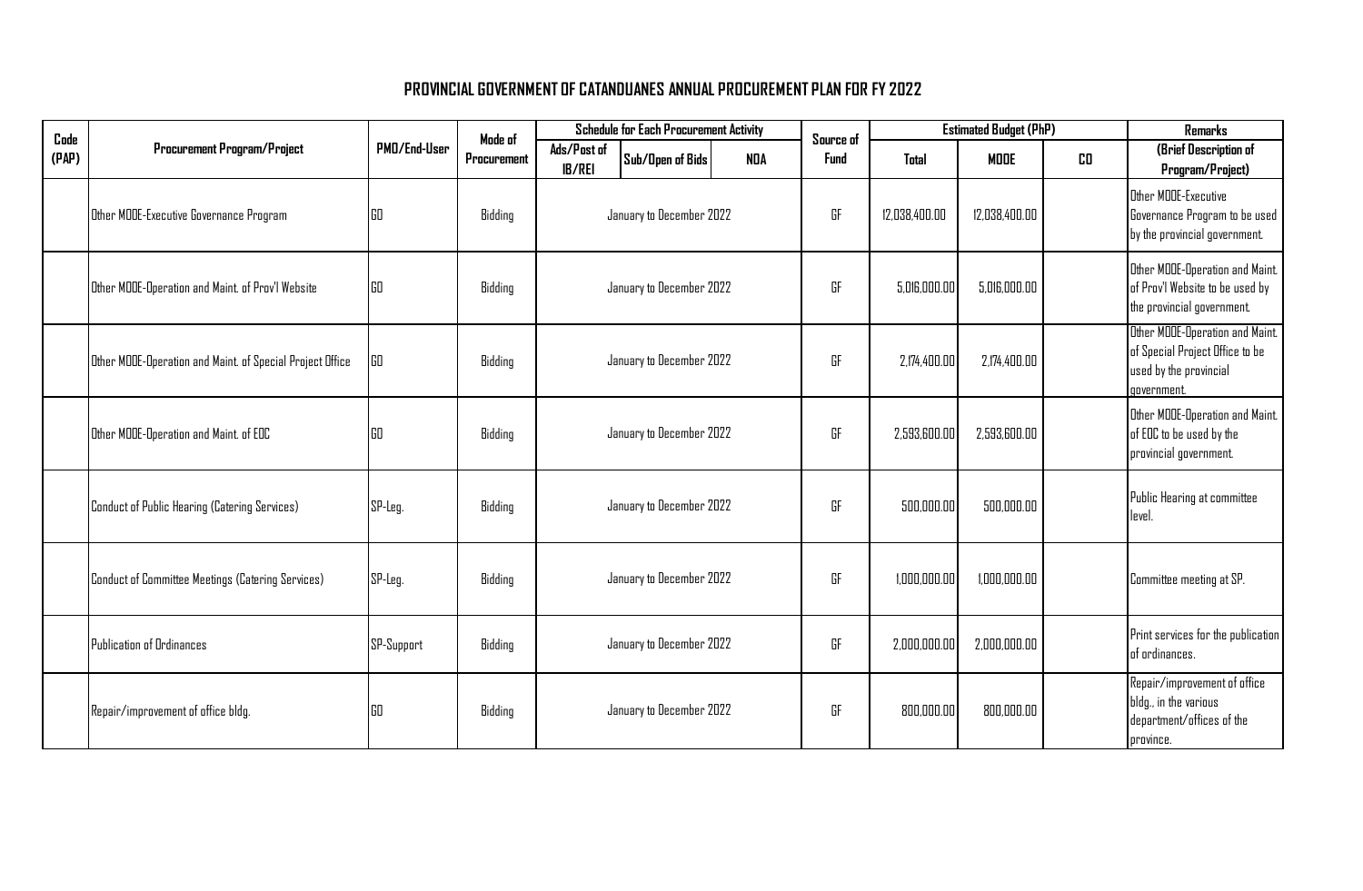# PROVINCIAL GOVERNMENT OF CATANDUANES ANNUAL PROCUREMENT PLAN FOR FY 2022

| Code (PAP) | Procurement Program/Project | PMO/End-User | Mode of Procurement | Schedule for Each Procurement Activity | | | Source of Fund | Estimated Budget (PhP) | | | Remarks |
|---|---|---|---|---|---|---|---|---|---|---|---|
| | | | | Ads/Post of IB/REI | Sub/Open of Bids | NOA | | Total | MOOE | CO | (Brief Description of Program/Project) |
| | Other MOOE-Executive Governance Program | GO | Bidding | January to December 2022 | | | GF | 12,038,400.00 | 12,038,400.00 | | Other MOOE-Executive Governance Program to be used by the provincial government. |
| | Other MOOE-Operation and Maint. of Prov'l Website | GO | Bidding | January to December 2022 | | | GF | 5,016,000.00 | 5,016,000.00 | | Other MOOE-Operation and Maint. of Prov'l Website to be used by the provincial government. |
| | Other MOOE-Operation and Maint. of Special Project Office | GO | Bidding | January to December 2022 | | | GF | 2,174,400.00 | 2,174,400.00 | | Other MOOE-Operation and Maint. of Special Project Office to be used by the provincial government. |
| | Other MOOE-Operation and Maint. of EOC | GO | Bidding | January to December 2022 | | | GF | 2,593,600.00 | 2,593,600.00 | | Other MOOE-Operation and Maint. of EOC to be used by the provincial government. |
| | Conduct of Public Hearing (Catering Services) | SP-Leg. | Bidding | January to December 2022 | | | GF | 500,000.00 | 500,000.00 | | Public Hearing at committee level. |
| | Conduct of Committee Meetings (Catering Services) | SP-Leg. | Bidding | January to December 2022 | | | GF | 1,000,000.00 | 1,000,000.00 | | Committee meeting at SP. |
| | Publication of Ordinances | SP-Support | Bidding | January to December 2022 | | | GF | 2,000,000.00 | 2,000,000.00 | | Print services for the publication of ordinances. |
| | Repair/improvement of office bldg. | GO | Bidding | January to December 2022 | | | GF | 800,000.00 | 800,000.00 | | Repair/improvement of office bldg., in the various department/offices of the province. |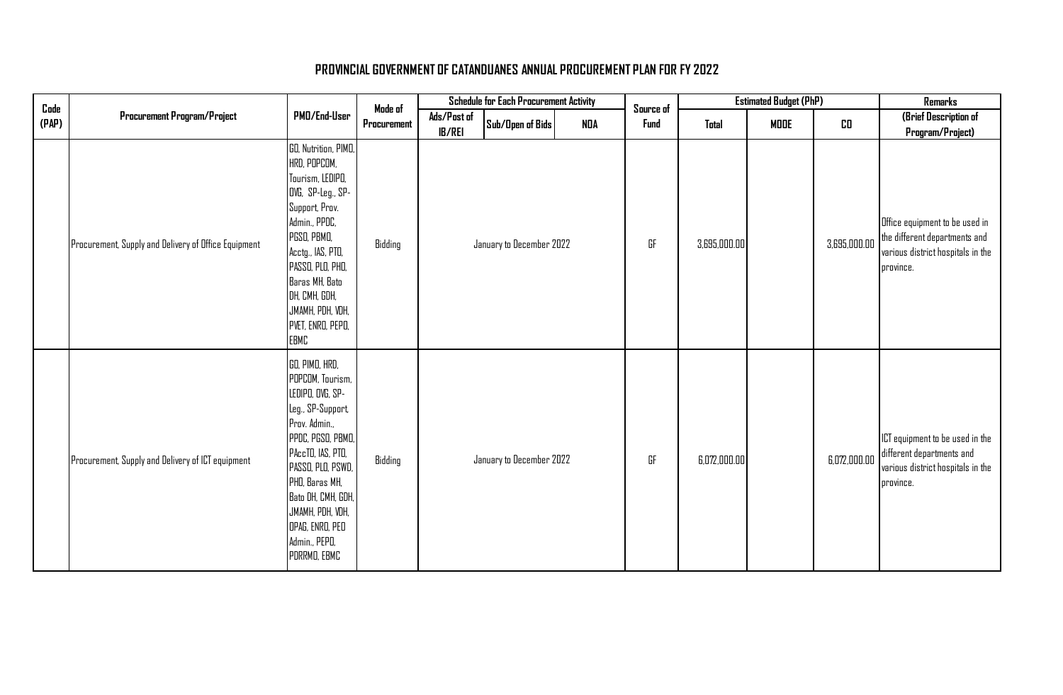## PROVINCIAL GOVERNMENT OF CATANDUANES ANNUAL PROCUREMENT PLAN FOR FY 2022

| Code (PAP) | Procurement Program/Project | PMO/End-User | Mode of Procurement | Schedule for Each Procurement Activity | | | Source of Fund | Estimated Budget (PhP) | | | Remarks |
|---|---|---|---|---|---|---|---|---|---|---|---|
| | | | | Ads/Post of IB/REI | Sub/Open of Bids | NOA | | Total | MOOE | CO | (Brief Description of Program/Project) |
| | Procurement, Supply and Delivery of Office Equipment | GO, Nutrition, PIMO, HRD, POPCOM, Tourism, LEDIPO, OVG, SP-Leg., SP-Support, Prov. Admin., PPDC, PGSO, PBMO, Acctg., IAS, PTO, PASSO, PLO, PHO, Baras MH, Bato DH, CMH, GDH, JMAMH, PDH, VDH, PVET, ENRO, PEPO, EBMC | Bidding | January to December 2022 | | | GF | 3,695,000.00 | | 3,695,000.00 | Office equipment to be used in the different departments and various district hospitals in the province. |
| | Procurement, Supply and Delivery of ICT equipment | GO, PIMO, HRD, POPCOM, Tourism, LEDIPO, OVG, SP-Leg., SP-Support, Prov. Admin., PPDC, PGSO, PBMO, PAccTO, IAS, PTO, PASSO, PLO, PSWD, PHO, Baras MH, Bato DH, CMH, GDH, JMAMH, PDH, VDH, OPAG, ENRO, PEO Admin., PEPO, PDRRMO, EBMC | Bidding | January to December 2022 | | | GF | 6,072,000.00 | | 6,072,000.00 | ICT equipment to be used in the different departments and various district hospitals in the province. |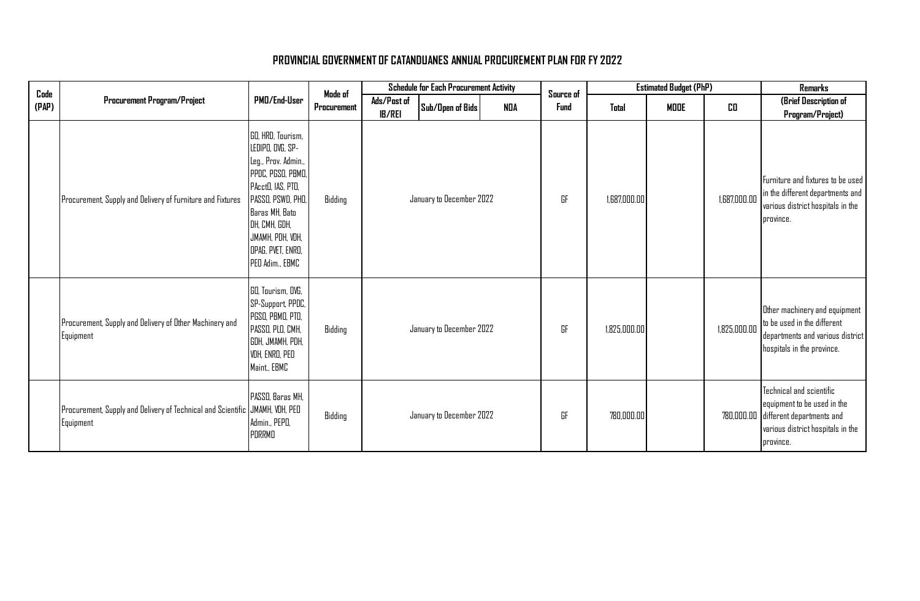# PROVINCIAL GOVERNMENT OF CATANDUANES ANNUAL PROCUREMENT PLAN FOR FY 2022

| Code (PAP) | Procurement Program/Project | PMO/End-User | Mode of Procurement | Schedule for Each Procurement Activity | | | Source of Fund | Estimated Budget (PhP) | | | Remarks |
|---|---|---|---|---|---|---|---|---|---|---|---|
| | | | | Ads/Post of IB/REI | Sub/Open of Bids | NOA | | Total | MOOE | CO | (Brief Description of Program/Project) |
| | Procurement, Supply and Delivery of Furniture and Fixtures | GO, HRO, Tourism, LEDIPO, OVG, SP-Leg., Prov. Admin., PPDC, PGSO, PBMO, PAcctO, IAS, PTO, PASSO, PSWO, PHO, Baras MH, Bato DH, CMH, GDH, JMAMH, PDH, VDH, OPAG, PVET, ENRO, PEO Adim., EBMC | Bidding | January to December 2022 | | | GF | 1,687,000.00 | | 1,687,000.00 | Furniture and fixtures to be used in the different departments and various district hospitals in the province. |
| | Procurement, Supply and Delivery of Other Machinery and Equipment | GO, Tourism, OVG, SP-Support, PPDC, PGSO, PBMO, PTO, PASSO, PLO, CMH, GDH, JMAMH, PDH, VDH, ENRO, PEO Maint., EBMC | Bidding | January to December 2022 | | | GF | 1,825,000.00 | | 1,825,000.00 | Other machinery and equipment to be used in the different departments and various district hospitals in the province. |
| | Procurement, Supply and Delivery of Technical and Scientific Equipment | PASSO, Baras MH, JMAMH, VDH, PEO Admin., PEPO, PDRRMO | Bidding | January to December 2022 | | | GF | 780,000.00 | | 780,000.00 | Technical and scientific equipment to be used in the different departments and various district hospitals in the province. |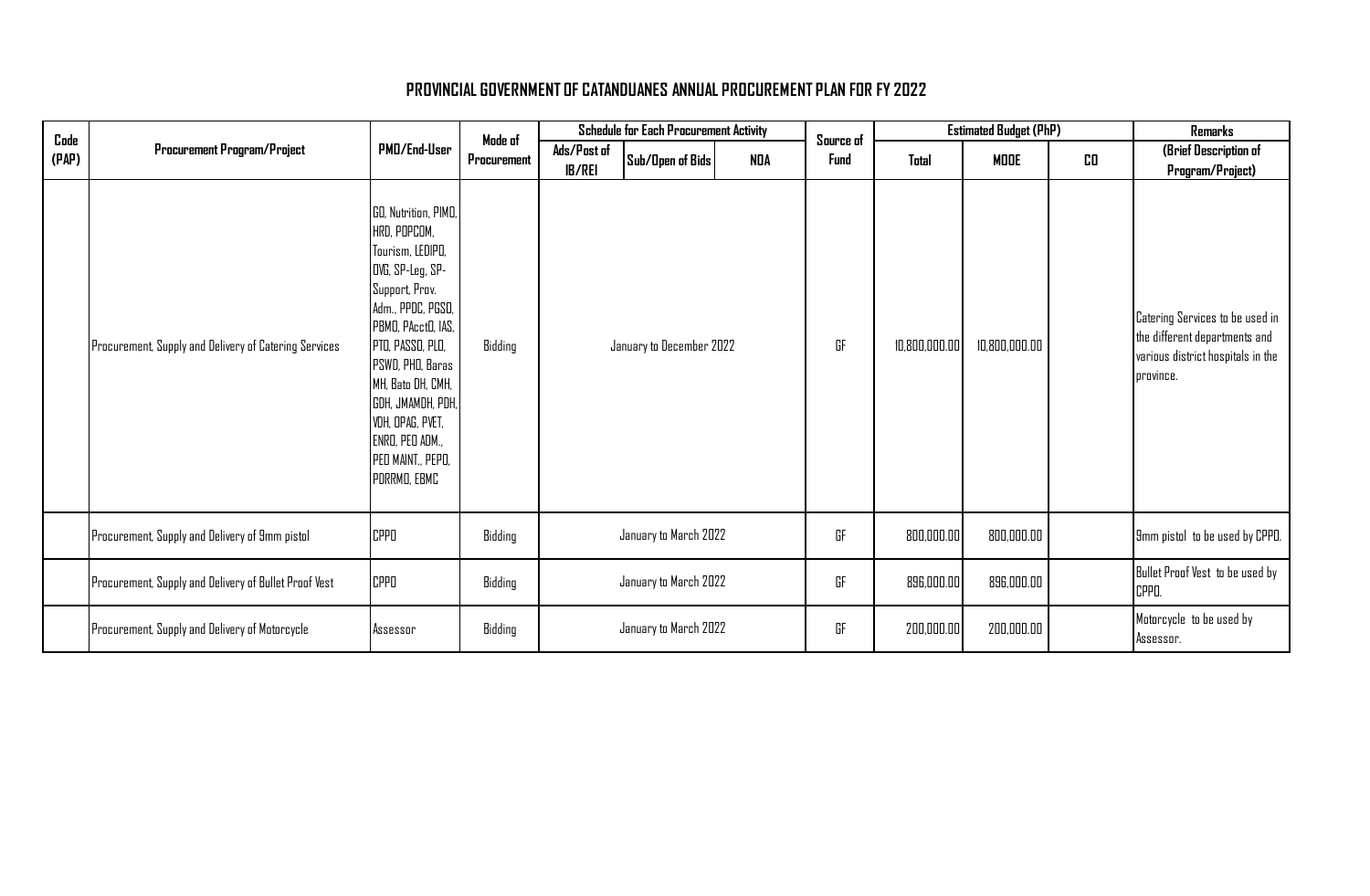## PROVINCIAL GOVERNMENT OF CATANDUANES ANNUAL PROCUREMENT PLAN FOR FY 2022

| Code (PAP) | Procurement Program/Project | PMO/End-User | Mode of Procurement | Schedule for Each Procurement Activity | | | Source of Fund | Estimated Budget (PhP) | | | Remarks |
|---|---|---|---|---|---|---|---|---|---|---|---|
| | | | | Ads/Post of IB/REI | Sub/Open of Bids | NOA | | Total | MOOE | CO | (Brief Description of Program/Project) |
| | Procurement, Supply and Delivery of Catering Services | GO, Nutrition, PIMO, HRD, POPCOM, Tourism, LEDIPO, DVG, SP-Leg, SP-Support, Prov. Adm., PPDC, PGSO, PBMO, PAcctO, IAS, PTO, PASSO, PLO, PSWO, PHO, Baras MH, Bato DH, CMH, GDH, JMAMDH, PDH, VDH, OPAG, PVET, ENRO, PEO ADM., PEO MAINT., PEPO, PDRRMO, EBMC | Bidding | January to December 2022 | | | GF | 10,800,000.00 | 10,800,000.00 | | Catering Services to be used in the different departments and various district hospitals in the province. |
| | Procurement, Supply and Delivery of 9mm pistol | CPPO | Bidding | January to March 2022 | | | GF | 800,000.00 | 800,000.00 | | 9mm pistol to be used by CPPO. |
| | Procurement, Supply and Delivery of Bullet Proof Vest | CPPO | Bidding | January to March 2022 | | | GF | 896,000.00 | 896,000.00 | | Bullet Proof Vest to be used by CPPO. |
| | Procurement, Supply and Delivery of Motorcycle | Assessor | Bidding | January to March 2022 | | | GF | 200,000.00 | 200,000.00 | | Motorcycle to be used by Assessor. |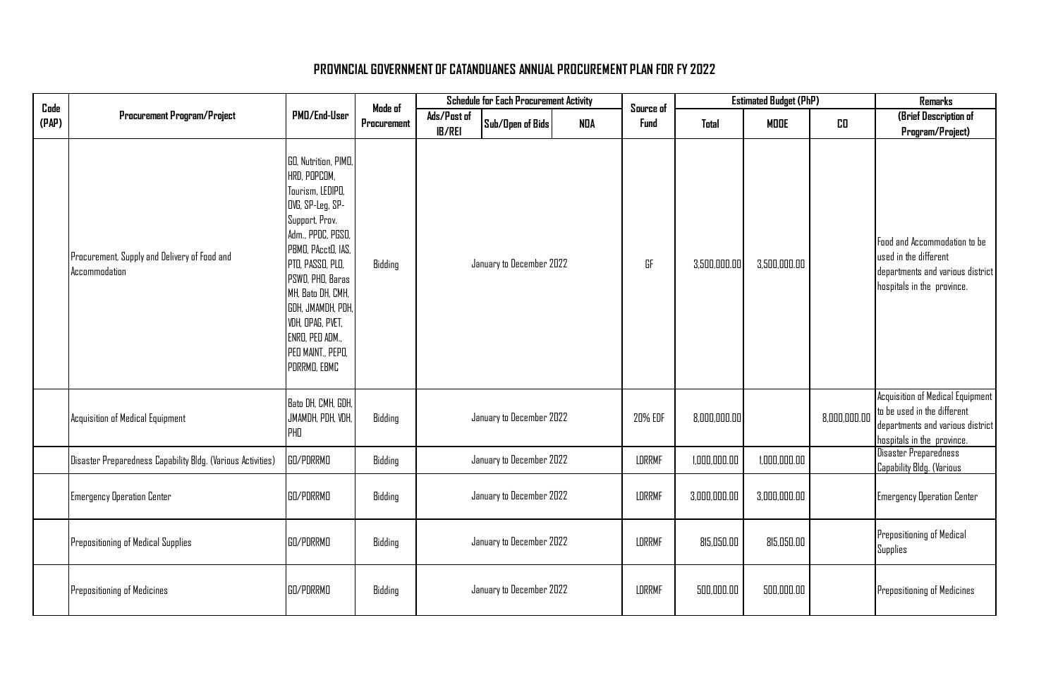# PROVINCIAL GOVERNMENT OF CATANDUANES ANNUAL PROCUREMENT PLAN FOR FY 2022

| Code (PAP) | Procurement Program/Project | PMO/End-User | Mode of Procurement | Schedule for Each Procurement Activity | | | Source of Fund | Estimated Budget (PhP) | | | Remarks |
|---|---|---|---|---|---|---|---|---|---|---|---|
| | | | | Ads/Post of IB/REI | Sub/Open of Bids | NOA | | Total | MOOE | CO | (Brief Description of Program/Project) |
| | Procurement, Supply and Delivery of Food and Accommodation | GO, Nutrition, PIMO, HRD, POPCOM, Tourism, LEDIPO, DVG, SP-Leg, SP-Support, Prov. Adm., PPDC, PGSO, PBMO, PAcctO, IAS, PTO, PASSO, PLO, PSWD, PHO, Baras MH, Bato DH, CMH, GDH, JMAMDH, PDH, VDH, OPAG, PVET, ENRO, PEO ADM., PEO MAINT., PEPO, PDRRMO, EBMC | Bidding | January to December 2022 | | | GF | 3,500,000.00 | 3,500,000.00 | | Food and Accommodation to be used in the different departments and various district hospitals in the province. |
| | Acquisition of Medical Equipment | Bato DH, CMH, GDH, JMAMDH, PDH, VDH, PHO | Bidding | January to December 2022 | | | 20% EDF | 8,000,000.00 | | 8,000,000.00 | Acquisition of Medical Equipment to be used in the different departments and various district hospitals in the province. |
| | Disaster Preparedness Capability Bldg. (Various Activities) | GO/PDRRMO | Bidding | January to December 2022 | | | LDRRMF | 1,000,000.00 | 1,000,000.00 | | Disaster Preparedness Capability Bldg. (Various |
| | Emergency Operation Center | GO/PDRRMO | Bidding | January to December 2022 | | | LDRRMF | 3,000,000.00 | 3,000,000.00 | | Emergency Operation Center |
| | Prepositioning of Medical Supplies | GO/PDRRMO | Bidding | January to December 2022 | | | LDRRMF | 815,050.00 | 815,050.00 | | Prepositioning of Medical Supplies |
| | Prepositioning of Medicines | GO/PDRRMO | Bidding | January to December 2022 | | | LDRRMF | 500,000.00 | 500,000.00 | | Prepositioning of Medicines |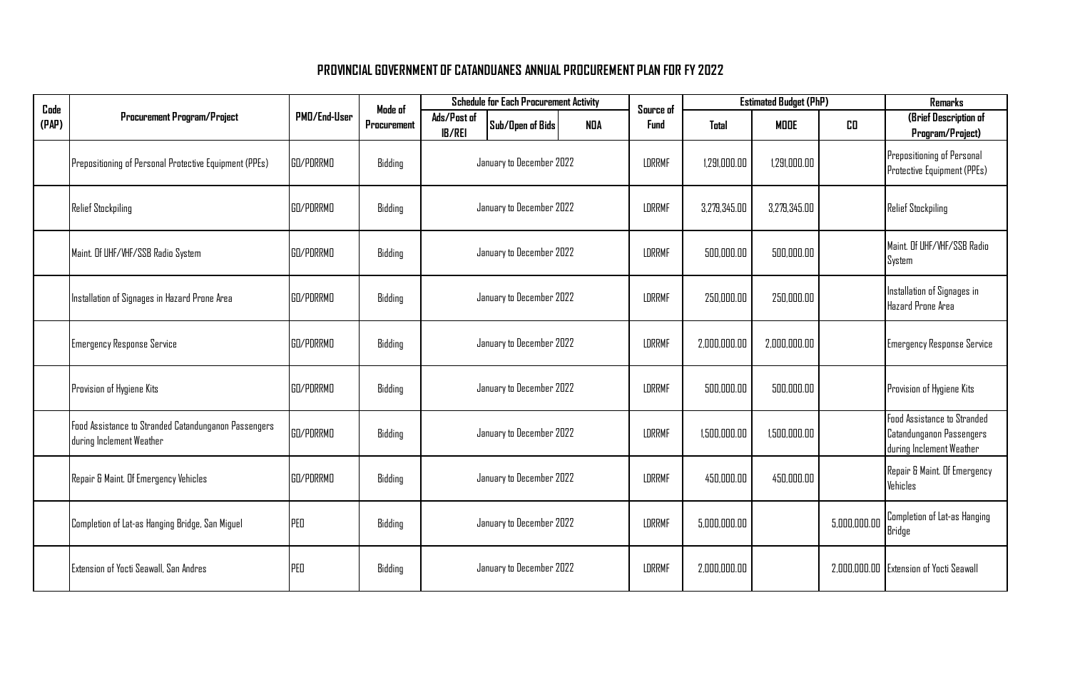# PROVINCIAL GOVERNMENT OF CATANDUANES ANNUAL PROCUREMENT PLAN FOR FY 2022

| Code (PAP) | Procurement Program/Project | PMO/End-User | Mode of Procurement | Schedule for Each Procurement Activity | | | Source of Fund | Estimated Budget (PhP) | | | Remarks |
|---|---|---|---|---|---|---|---|---|---|---|---|
| | | | | Ads/Post of IB/REI | Sub/Open of Bids | NOA | | Total | MOOE | CO | (Brief Description of Program/Project) |
| | Prepositioning of Personal Protective Equipment (PPEs) | GO/PDRRMO | Bidding | January to December 2022 | | | LDRRMF | 1,291,000.00 | 1,291,000.00 | | Prepositioning of Personal Protective Equipment (PPEs) |
| | Relief Stockpiling | GO/PDRRMO | Bidding | January to December 2022 | | | LDRRMF | 3,279,345.00 | 3,279,345.00 | | Relief Stockpiling |
| | Maint. Of UHF/VHF/SSB Radio System | GO/PDRRMO | Bidding | January to December 2022 | | | LDRRMF | 500,000.00 | 500,000.00 | | Maint. Of UHF/VHF/SSB Radio System |
| | Installation of Signages in Hazard Prone Area | GO/PDRRMO | Bidding | January to December 2022 | | | LDRRMF | 250,000.00 | 250,000.00 | | Installation of Signages in Hazard Prone Area |
| | Emergency Response Service | GO/PDRRMO | Bidding | January to December 2022 | | | LDRRMF | 2,000,000.00 | 2,000,000.00 | | Emergency Response Service |
| | Provision of Hygiene Kits | GO/PDRRMO | Bidding | January to December 2022 | | | LDRRMF | 500,000.00 | 500,000.00 | | Provision of Hygiene Kits |
| | Food Assistance to Stranded Catandunganon Passengers during Inclement Weather | GO/PDRRMO | Bidding | January to December 2022 | | | LDRRMF | 1,500,000.00 | 1,500,000.00 | | Food Assistance to Stranded Catandunganon Passengers during Inclement Weather |
| | Repair & Maint. Of Emergency Vehicles | GO/PDRRMO | Bidding | January to December 2022 | | | LDRRMF | 450,000.00 | 450,000.00 | | Repair & Maint. Of Emergency Vehicles |
| | Completion of Lat-as Hanging Bridge, San Miguel | PEO | Bidding | January to December 2022 | | | LDRRMF | 5,000,000.00 | | 5,000,000.00 | Completion of Lat-as Hanging Bridge |
| | Extension of Yocti Seawall, San Andres | PEO | Bidding | January to December 2022 | | | LDRRMF | 2,000,000.00 | | 2,000,000.00 | Extension of Yocti Seawall |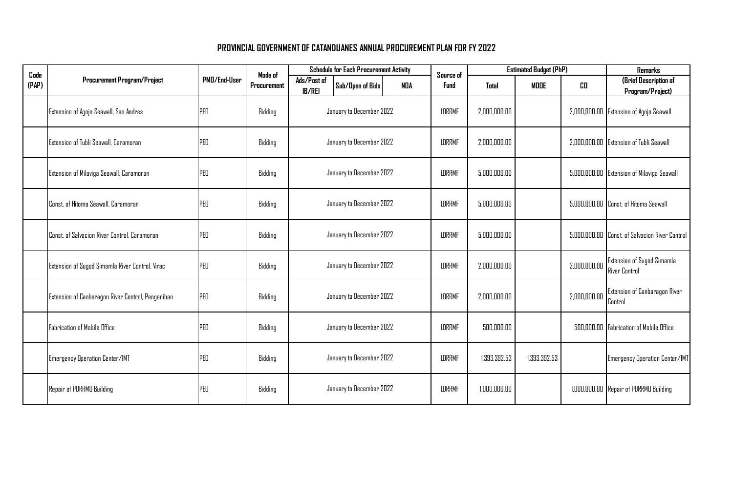## PROVINCIAL GOVERNMENT OF CATANDUANES ANNUAL PROCUREMENT PLAN FOR FY 2022

| Code (PAP) | Procurement Program/Project | PMO/End-User | Mode of Procurement | Schedule for Each Procurement Activity | | | Source of Fund | Estimated Budget (PhP) | | | Remarks |
|---|---|---|---|---|---|---|---|---|---|---|---|
| | | | | Ads/Post of IB/REI | Sub/Open of Bids | NOA | | Total | MOOE | CO | (Brief Description of Program/Project) |
| | Extension of Agojo Seawall, San Andres | PEO | Bidding | January to December 2022 | | | LDRRMF | 2,000,000.00 | | 2,000,000.00 | Extension of Agojo Seawall |
| | Extension of Tubli Seawall, Caramoran | PEO | Bidding | January to December 2022 | | | LDRRMF | 2,000,000.00 | | 2,000,000.00 | Extension of Tubli Seawall |
| | Extension of Milaviga Seawall, Caramoran | PEO | Bidding | January to December 2022 | | | LDRRMF | 5,000,000.00 | | 5,000,000.00 | Extension of Milaviga Seawall |
| | Const. of Hitoma Seawall, Caramoran | PEO | Bidding | January to December 2022 | | | LDRRMF | 5,000,000.00 | | 5,000,000.00 | Const. of Hitoma Seawall |
| | Const. of Salvacion River Control, Caramoran | PEO | Bidding | January to December 2022 | | | LDRRMF | 5,000,000.00 | | 5,000,000.00 | Const. of Salvacion River Control |
| | Extension of Sugod Simamla River Control, Virac | PEO | Bidding | January to December 2022 | | | LDRRMF | 2,000,000.00 | | 2,000,000.00 | Extension of Sugod Simamla River Control |
| | Extension of Canbaragon River Control, Panganiban | PEO | Bidding | January to December 2022 | | | LDRRMF | 2,000,000.00 | | 2,000,000.00 | Extension of Canbaragon River Control |
| | Fabrication of Mobile Office | PEO | Bidding | January to December 2022 | | | LDRRMF | 500,000.00 | | 500,000.00 | Fabrication of Mobile Office |
| | Emergency Operation Center/IMT | PEO | Bidding | January to December 2022 | | | LDRRMF | 1,393,392.53 | 1,393,392.53 | | Emergency Operation Center/IMT |
| | Repair of PDRRMO Building | PEO | Bidding | January to December 2022 | | | LDRRMF | 1,000,000.00 | | 1,000,000.00 | Repair of PDRRMO Building |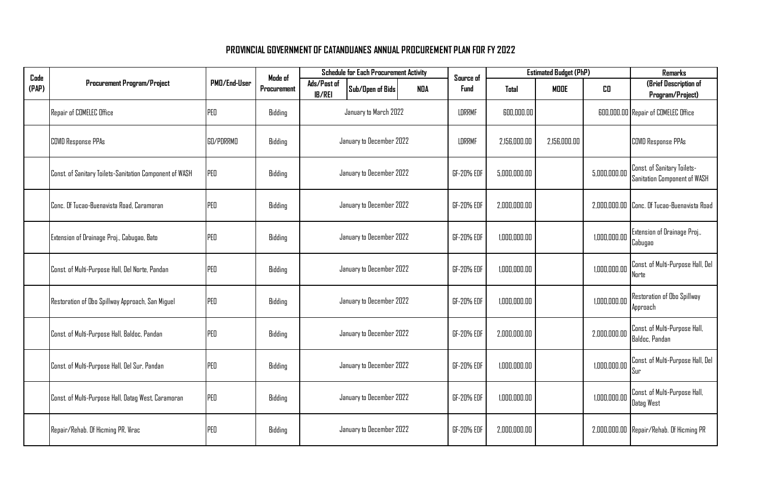## PROVINCIAL GOVERNMENT OF CATANDUANES ANNUAL PROCUREMENT PLAN FOR FY 2022

| Code (PAP) | Procurement Program/Project | PMO/End-User | Mode of Procurement | Schedule for Each Procurement Activity | | | Source of Fund | Estimated Budget (PhP) | | | Remarks |
|---|---|---|---|---|---|---|---|---|---|---|---|
| | | | | Ads/Post of IB/REI | Sub/Open of Bids | NOA | | Total | MOOE | CO | (Brief Description of Program/Project) |
| | Repair of COMELEC Office | PEO | Bidding | January to March 2022 | | | LDRRMF | 600,000.00 | | 600,000.00 | Repair of COMELEC Office |
| | COVID Response PPAs | GO/PDRRMO | Bidding | January to December 2022 | | | LDRRMF | 2,156,000.00 | 2,156,000.00 | | COVID Response PPAs |
| | Const. of Sanitary Toilets-Sanitation Component of WASH | PEO | Bidding | January to December 2022 | | | GF-20% EDF | 5,000,000.00 | | 5,000,000.00 | Const. of Sanitary Toilets-Sanitation Component of WASH |
| | Conc. Of Tucao-Buenavista Road, Caramoran | PEO | Bidding | January to December 2022 | | | GF-20% EDF | 2,000,000.00 | | 2,000,000.00 | Conc. Of Tucao-Buenavista Road |
| | Extension of Drainage Proj., Cabugao, Bato | PEO | Bidding | January to December 2022 | | | GF-20% EDF | 1,000,000.00 | | 1,000,000.00 | Extension of Drainage Proj., Cabugao |
| | Const. of Multi-Purpose Hall, Del Norte, Pandan | PEO | Bidding | January to December 2022 | | | GF-20% EDF | 1,000,000.00 | | 1,000,000.00 | Const. of Multi-Purpose Hall, Del Norte |
| | Restoration of Obo Spillway Approach, San Miguel | PEO | Bidding | January to December 2022 | | | GF-20% EDF | 1,000,000.00 | | 1,000,000.00 | Restoration of Obo Spillway Approach |
| | Const. of Multi-Purpose Hall, Baldoc, Pandan | PEO | Bidding | January to December 2022 | | | GF-20% EDF | 2,000,000.00 | | 2,000,000.00 | Const. of Multi-Purpose Hall, Baldoc, Pandan |
| | Const. of Multi-Purpose Hall, Del Sur, Pandan | PEO | Bidding | January to December 2022 | | | GF-20% EDF | 1,000,000.00 | | 1,000,000.00 | Const. of Multi-Purpose Hall, Del Sur |
| | Const. of Multi-Purpose Hall, Datag West, Caramoran | PEO | Bidding | January to December 2022 | | | GF-20% EDF | 1,000,000.00 | | 1,000,000.00 | Const. of Multi-Purpose Hall, Datag West |
| | Repair/Rehab. Of Hicming PR, Virac | PEO | Bidding | January to December 2022 | | | GF-20% EDF | 2,000,000.00 | | 2,000,000.00 | Repair/Rehab. Of Hicming PR |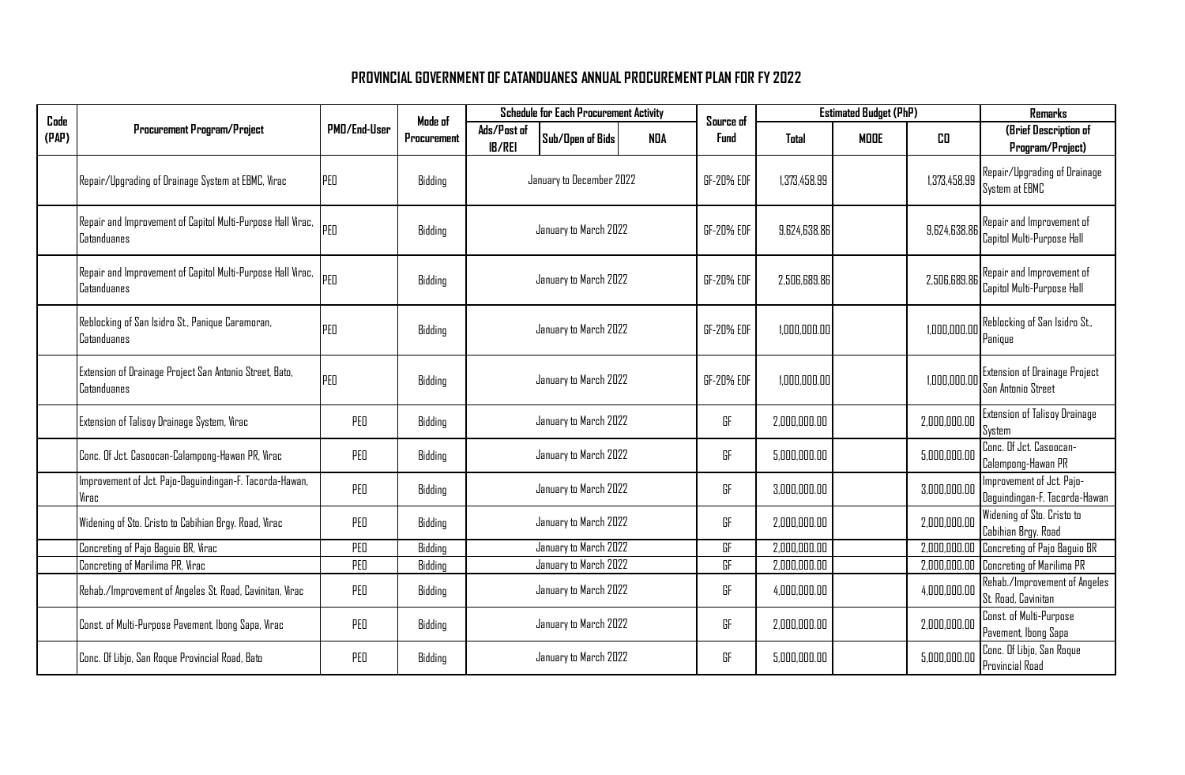## PROVINCIAL GOVERNMENT OF CATANDUANES ANNUAL PROCUREMENT PLAN FOR FY 2022

| Code (PAP) | Procurement Program/Project | PMO/End-User | Mode of Procurement | Schedule for Each Procurement Activity | | | Source of Fund | Estimated Budget (PhP) | | | Remarks |
|---|---|---|---|---|---|---|---|---|---|---|---|
| | | | | Ads/Post of IB/REI | Sub/Open of Bids | NOA | | Total | MOOE | CO | (Brief Description of Program/Project) |
| | Repair/Upgrading of Drainage System at EBMC, Virac | PEO | Bidding | January to December 2022 | | | GF-20% EDF | 1,373,458.99 | | 1,373,458.99 | Repair/Upgrading of Drainage System at EBMC |
| | Repair and Improvement of Capitol Multi-Purpose Hall Virac, Catanduanes | PEO | Bidding | January to March 2022 | | | GF-20% EDF | 9,624,638.86 | | 9,624,638.86 | Repair and Improvement of Capitol Multi-Purpose Hall |
| | Repair and Improvement of Capitol Multi-Purpose Hall Virac, Catanduanes | PEO | Bidding | January to March 2022 | | | GF-20% EDF | 2,506,689.86 | | 2,506,689.86 | Repair and Improvement of Capitol Multi-Purpose Hall |
| | Reblocking of San Isidro St., Panique Caramoran, Catanduanes | PEO | Bidding | January to March 2022 | | | GF-20% EDF | 1,000,000.00 | | 1,000,000.00 | Reblocking of San Isidro St., Panique |
| | Extension of Drainage Project San Antonio Street, Bato, Catanduanes | PEO | Bidding | January to March 2022 | | | GF-20% EDF | 1,000,000.00 | | 1,000,000.00 | Extension of Drainage Project San Antonio Street |
| | Extension of Talisoy Drainage System, Virac | PEO | Bidding | January to March 2022 | | | GF | 2,000,000.00 | | 2,000,000.00 | Extension of Talisoy Drainage System |
| | Conc. Of Jct. Casoocan-Calampong-Hawan PR, Virac | PEO | Bidding | January to March 2022 | | | GF | 5,000,000.00 | | 5,000,000.00 | Conc. Of Jct. Casoocan-Calampong-Hawan PR |
| | Improvement of Jct. Pajo-Daguindingan-F. Tacorda-Hawan, Virac | PEO | Bidding | January to March 2022 | | | GF | 3,000,000.00 | | 3,000,000.00 | Improvement of Jct. Pajo-Daguindingan-F. Tacorda-Hawan |
| | Widening of Sto. Cristo to Cabihian Brgy. Road, Virac | PEO | Bidding | January to March 2022 | | | GF | 2,000,000.00 | | 2,000,000.00 | Widening of Sto. Cristo to Cabihian Brgy. Road |
| | Concreting of Pajo Baguio BR, Virac | PEO | Bidding | January to March 2022 | | | GF | 2,000,000.00 | | 2,000,000.00 | Concreting of Pajo Baguio BR |
| | Concreting of Marilima PR, Virac | PEO | Bidding | January to March 2022 | | | GF | 2,000,000.00 | | 2,000,000.00 | Concreting of Marilima PR |
| | Rehab./Improvement of Angeles St. Road, Cavinitan, Virac | PEO | Bidding | January to March 2022 | | | GF | 4,000,000.00 | | 4,000,000.00 | Rehab./Improvement of Angeles St. Road, Cavinitan |
| | Const. of Multi-Purpose Pavement, Ibong Sapa, Virac | PEO | Bidding | January to March 2022 | | | GF | 2,000,000.00 | | 2,000,000.00 | Const. of Multi-Purpose Pavement, Ibong Sapa |
| | Conc. Of Libjo, San Roque Provincial Road, Bato | PEO | Bidding | January to March 2022 | | | GF | 5,000,000.00 | | 5,000,000.00 | Conc. Of Libjo, San Roque Provincial Road |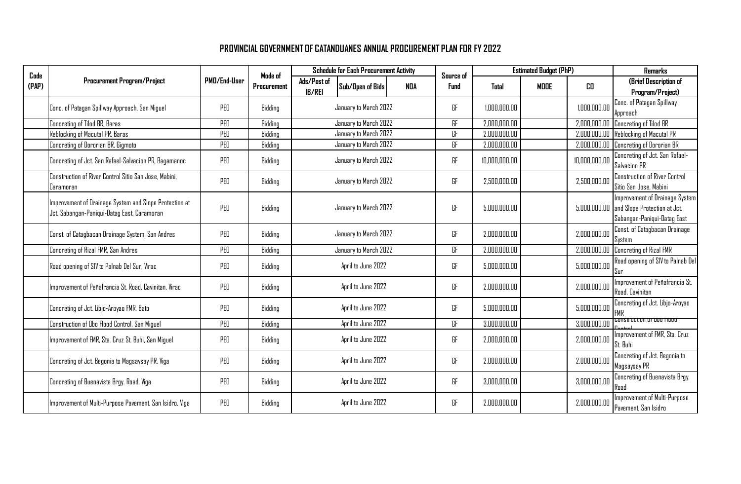## PROVINCIAL GOVERNMENT OF CATANDUANES ANNUAL PROCUREMENT PLAN FOR FY 2022

| Code (PAP) | Procurement Program/Project | PMO/End-User | Mode of Procurement | Schedule for Each Procurement Activity | | | Source of Fund | Estimated Budget (PhP) | | | Remarks |
|---|---|---|---|---|---|---|---|---|---|---|---|
| | | | | Ads/Post of IB/REI | Sub/Open of Bids | NOA | | Total | MOOE | CO | (Brief Description of Program/Project) |
| | Conc. of Patagan Spillway Approach, San Miguel | PEO | Bidding | January to March 2022 | | | GF | 1,000,000.00 | | 1,000,000.00 | Conc. of Patagan Spillway Approach |
| | Concreting of Tilod BR, Baras | PEO | Bidding | January to March 2022 | | | GF | 2,000,000.00 | | 2,000,000.00 | Concreting of Tilod BR |
| | Reblocking of Macutal PR, Baras | PEO | Bidding | January to March 2022 | | | GF | 2,000,000.00 | | 2,000,000.00 | Reblocking of Macutal PR |
| | Concreting of Dororian BR, Gigmoto | PEO | Bidding | January to March 2022 | | | GF | 2,000,000.00 | | 2,000,000.00 | Concreting of Dororian BR |
| | Concreting of Jct. San Rafael-Salvacion PR, Bagamanoc | PEO | Bidding | January to March 2022 | | | GF | 10,000,000.00 | | 10,000,000.00 | Concreting of Jct. San Rafael-Salvacion PR |
| | Construction of River Control Sitio San Jose, Mabini, Caramoran | PEO | Bidding | January to March 2022 | | | GF | 2,500,000.00 | | 2,500,000.00 | Construction of River Control Sitio San Jose, Mabini |
| | Improvement of Drainage System and Slope Protection at Jct. Sabangan-Paniqui-Datag East, Caramoran | PEO | Bidding | January to March 2022 | | | GF | 5,000,000.00 | | 5,000,000.00 | Improvement of Drainage System and Slope Protection at Jct. Sabangan-Paniqui-Datag East |
| | Const. of Catagbacan Drainage System, San Andres | PEO | Bidding | January to March 2022 | | | GF | 2,000,000.00 | | 2,000,000.00 | Const. of Catagbacan Drainage System |
| | Concreting of Rizal FMR, San Andres | PEO | Bidding | January to March 2022 | | | GF | 2,000,000.00 | | 2,000,000.00 | Concreting of Rizal FMR |
| | Road opening of SIV to Palnab Del Sur, Virac | PEO | Bidding | April to June 2022 | | | GF | 5,000,000.00 | | 5,000,000.00 | Road opening of SIV to Palnab Del Sur |
| | Improvement of Peñafrancia St. Road, Cavinitan, Virac | PEO | Bidding | April to June 2022 | | | GF | 2,000,000.00 | | 2,000,000.00 | Improvement of Peñafrancia St. Road, Cavinitan |
| | Concreting of Jct. Libjo-Aroyao FMR, Bato | PEO | Bidding | April to June 2022 | | | GF | 5,000,000.00 | | 5,000,000.00 | Concreting of Jct. Libjo-Aroyao FMR |
| | Construction of Obo Flood Control, San Miguel | PEO | Bidding | April to June 2022 | | | GF | 3,000,000.00 | | 3,000,000.00 | Construction of Obo Flood Control |
| | Improvement of FMR, Sta. Cruz St. Buhi, San Miguel | PEO | Bidding | April to June 2022 | | | GF | 2,000,000.00 | | 2,000,000.00 | Improvement of FMR, Sta. Cruz St. Buhi |
| | Concreting of Jct. Begonia to Magsaysay PR, Viga | PEO | Bidding | April to June 2022 | | | GF | 2,000,000.00 | | 2,000,000.00 | Concreting of Jct. Begonia to Magsaysay PR |
| | Concreting of Buenavista Brgy. Road, Viga | PEO | Bidding | April to June 2022 | | | GF | 3,000,000.00 | | 3,000,000.00 | Concreting of Buenavista Brgy. Road |
| | Improvement of Multi-Purpose Pavement, San Isidro, Viga | PEO | Bidding | April to June 2022 | | | GF | 2,000,000.00 | | 2,000,000.00 | Improvement of Multi-Purpose Pavement, San Isidro |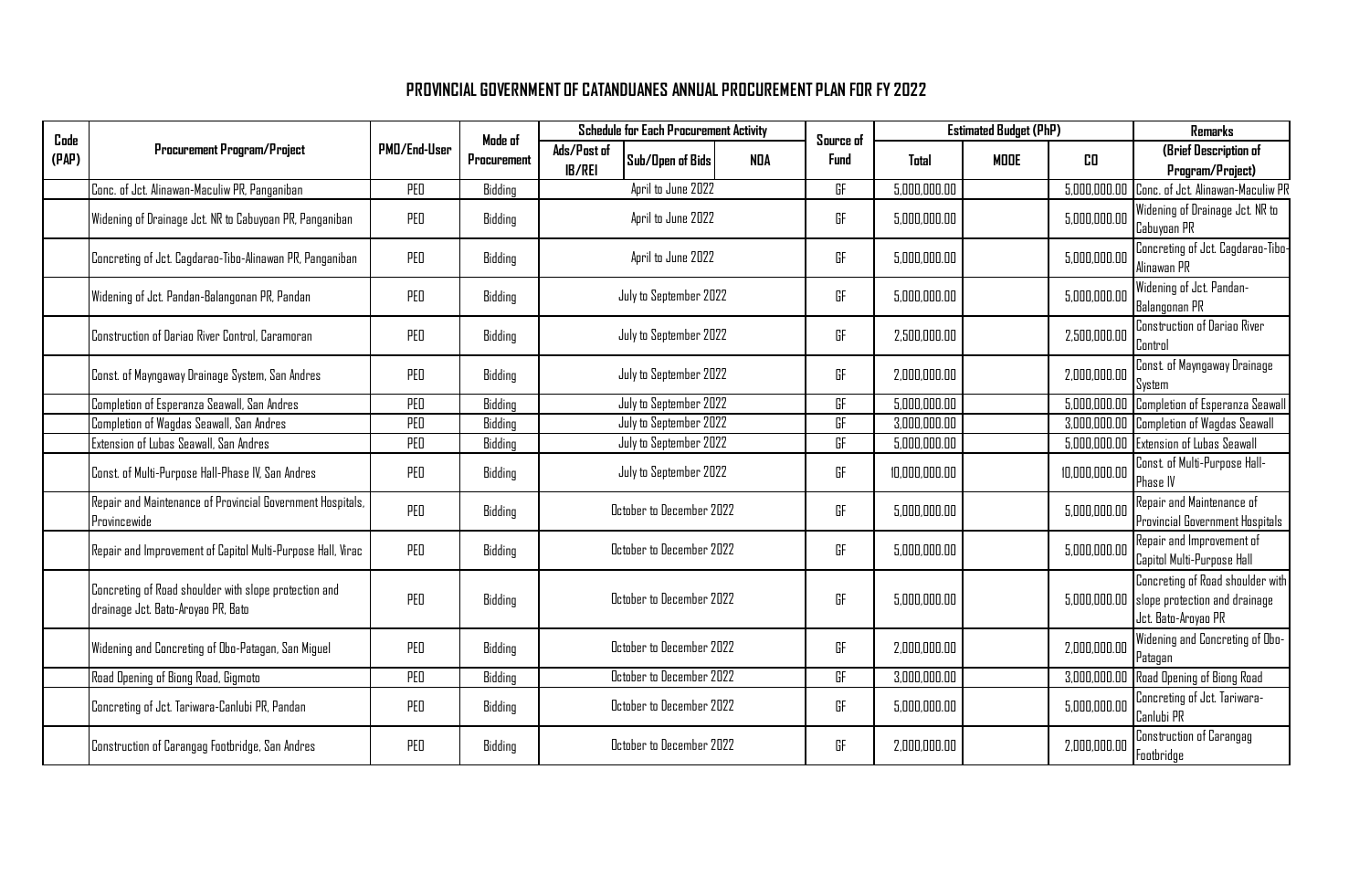## PROVINCIAL GOVERNMENT OF CATANDUANES ANNUAL PROCUREMENT PLAN FOR FY 2022

| Code (PAP) | Procurement Program/Project | PMO/End-User | Mode of Procurement | Schedule for Each Procurement Activity | | | Source of Fund | Estimated Budget (PhP) | | | Remarks |
|---|---|---|---|---|---|---|---|---|---|---|---|
| | | | | Ads/Post of IB/REI | Sub/Open of Bids | NOA | | Total | MOOE | CO | (Brief Description of Program/Project) |
| | Conc. of Jct. Alinawan-Maculiw PR, Panganiban | PEO | Bidding | April to June 2022 | | | GF | 5,000,000.00 | | 5,000,000.00 | Conc. of Jct. Alinawan-Maculiw PR |
| | Widening of Drainage Jct. NR to Cabuyoan PR, Panganiban | PEO | Bidding | April to June 2022 | | | GF | 5,000,000.00 | | 5,000,000.00 | Widening of Drainage Jct. NR to Cabuyoan PR |
| | Concreting of Jct. Cagdarao-Tibo-Alinawan PR, Panganiban | PEO | Bidding | April to June 2022 | | | GF | 5,000,000.00 | | 5,000,000.00 | Concreting of Jct. Cagdarao-Tibo-Alinawan PR |
| | Widening of Jct. Pandan-Balangonan PR, Pandan | PEO | Bidding | July to September 2022 | | | GF | 5,000,000.00 | | 5,000,000.00 | Widening of Jct. Pandan-Balangonan PR |
| | Construction of Dariao River Control, Caramoran | PEO | Bidding | July to September 2022 | | | GF | 2,500,000.00 | | 2,500,000.00 | Construction of Dariao River Control |
| | Const. of Mayngaway Drainage System, San Andres | PEO | Bidding | July to September 2022 | | | GF | 2,000,000.00 | | 2,000,000.00 | Const. of Mayngaway Drainage System |
| | Completion of Esperanza Seawall, San Andres | PEO | Bidding | July to September 2022 | | | GF | 5,000,000.00 | | 5,000,000.00 | Completion of Esperanza Seawall |
| | Completion of Wagdas Seawall, San Andres | PEO | Bidding | July to September 2022 | | | GF | 3,000,000.00 | | 3,000,000.00 | Completion of Wagdas Seawall |
| | Extension of Lubas Seawall, San Andres | PEO | Bidding | July to September 2022 | | | GF | 5,000,000.00 | | 5,000,000.00 | Extension of Lubas Seawall |
| | Const. of Multi-Purpose Hall-Phase IV, San Andres | PEO | Bidding | July to September 2022 | | | GF | 10,000,000.00 | | 10,000,000.00 | Const. of Multi-Purpose Hall-Phase IV |
| | Repair and Maintenance of Provincial Government Hospitals, Provincewide | PEO | Bidding | October to December 2022 | | | GF | 5,000,000.00 | | 5,000,000.00 | Repair and Maintenance of Provincial Government Hospitals |
| | Repair and Improvement of Capitol Multi-Purpose Hall, Virac | PEO | Bidding | October to December 2022 | | | GF | 5,000,000.00 | | 5,000,000.00 | Repair and Improvement of Capitol Multi-Purpose Hall |
| | Concreting of Road shoulder with slope protection and drainage Jct. Bato-Aroyao PR, Bato | PEO | Bidding | October to December 2022 | | | GF | 5,000,000.00 | | 5,000,000.00 | Concreting of Road shoulder with slope protection and drainage Jct. Bato-Aroyao PR |
| | Widening and Concreting of Obo-Patagan, San Miguel | PEO | Bidding | October to December 2022 | | | GF | 2,000,000.00 | | 2,000,000.00 | Widening and Concreting of Obo-Patagan |
| | Road Opening of Biong Road, Gigmoto | PEO | Bidding | October to December 2022 | | | GF | 3,000,000.00 | | 3,000,000.00 | Road Opening of Biong Road |
| | Concreting of Jct. Tariwara-Canlubi PR, Pandan | PEO | Bidding | October to December 2022 | | | GF | 5,000,000.00 | | 5,000,000.00 | Concreting of Jct. Tariwara-Canlubi PR |
| | Construction of Carangag Footbridge, San Andres | PEO | Bidding | October to December 2022 | | | GF | 2,000,000.00 | | 2,000,000.00 | Construction of Carangag Footbridge |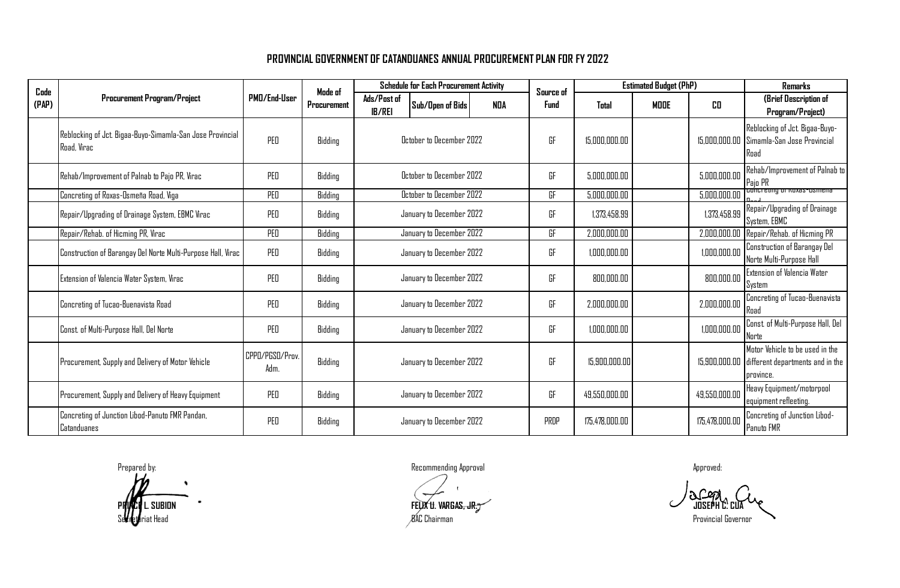# PROVINCIAL GOVERNMENT OF CATANDUANES ANNUAL PROCUREMENT PLAN FOR FY 2022

| Code (PAP) | Procurement Program/Project | PMO/End-User | Mode of Procurement | Schedule for Each Procurement Activity | | | Source of Fund | Estimated Budget (PhP) | | | Remarks |
|---|---|---|---|---|---|---|---|---|---|---|---|
| | | | | Ads/Post of IB/REI | Sub/Open of Bids | NOA | | Total | MOOE | CO | (Brief Description of Program/Project) |
| | Reblocking of Jct. Bigaa-Buyo-Simamla-San Jose Provincial Road, Virac | PEO | Bidding | October to December 2022 | | | GF | 15,000,000.00 | | 15,000,000.00 | Reblocking of Jct. Bigaa-Buyo-Simamla-San Jose Provincial Road |
| | Rehab/Improvement of Palnab to Pajo PR, Virac | PEO | Bidding | October to December 2022 | | | GF | 5,000,000.00 | | 5,000,000.00 | Rehab/Improvement of Palnab to Pajo PR |
| | Concreting of Roxas-Osmeña Road, Viga | PEO | Bidding | October to December 2022 | | | GF | 5,000,000.00 | | 5,000,000.00 | Concreting of Roxas-Osmeña Road |
| | Repair/Upgrading of Drainage System, EBMC Virac | PEO | Bidding | January to December 2022 | | | GF | 1,373,458.99 | | 1,373,458.99 | Repair/Upgrading of Drainage System, EBMC |
| | Repair/Rehab. of Hicming PR, Virac | PEO | Bidding | January to December 2022 | | | GF | 2,000,000.00 | | 2,000,000.00 | Repair/Rehab. of Hicming PR |
| | Construction of Barangay Del Norte Multi-Purpose Hall, Virac | PEO | Bidding | January to December 2022 | | | GF | 1,000,000.00 | | 1,000,000.00 | Construction of Barangay Del Norte Multi-Purpose Hall |
| | Extension of Valencia Water System, Virac | PEO | Bidding | January to December 2022 | | | GF | 800,000.00 | | 800,000.00 | Extension of Valencia Water System |
| | Concreting of Tucao-Buenavista Road | PEO | Bidding | January to December 2022 | | | GF | 2,000,000.00 | | 2,000,000.00 | Concreting of Tucao-Buenavista Road |
| | Const. of Multi-Purpose Hall, Del Norte | PEO | Bidding | January to December 2022 | | | GF | 1,000,000.00 | | 1,000,000.00 | Const. of Multi-Purpose Hall, Del Norte |
| | Procurement, Supply and Delivery of Motor Vehicle | CPPO/PGSO/Prov. Adm. | Bidding | January to December 2022 | | | GF | 15,900,000.00 | | 15,900,000.00 | Motor Vehicle to be used in the different departments and in the province. |
| | Procurement, Supply and Delivery of Heavy Equipment | PEO | Bidding | January to December 2022 | | | GF | 49,550,000.00 | | 49,550,000.00 | Heavy Equipment/motorpool equipment refleeting. |
| | Concreting of Junction Libod-Panuto FMR Pandan, Catanduanes | PEO | Bidding | January to December 2022 | | | PRDP | 175,478,000.00 | | 175,478,000.00 | Concreting of Junction Libod-Panuto FMR |

Prepared by:

**PRINCE L. SUBION**
Secretariat Head

Recommending Approval

**FELIX U. VARGAS, JR.**
BAC Chairman

Approved:

**JOSEPH C. CUA**
Provincial Governor